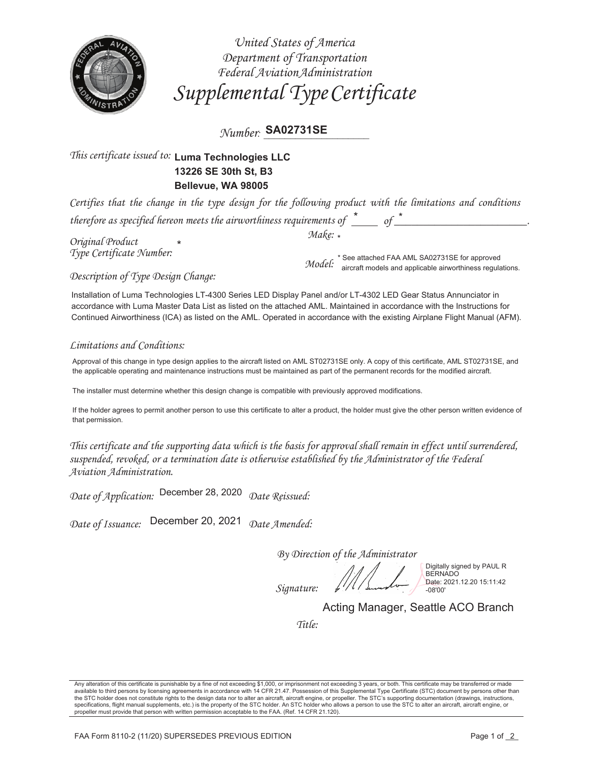*United States of America*
*Department of Transportation*
*Federal Aviation Administration*

# *Supplemental Type Certificate*

*Number:* **SA02731SE**

*This certificate issued to:* **Luma Technologies LLC**
**13226 SE 30th St, B3**
**Bellevue, WA 98005**

*Certifies that the change in the type design for the following product with the limitations and conditions therefore as specified hereon meets the airworthiness requirements of* \* *of* \*.

*Original Product Type Certificate Number:* \*

*Make:* \*

*Model:* \* See attached FAA AML SA02731SE for approved aircraft models and applicable airworthiness regulations.

*Description of Type Design Change:*

Installation of Luma Technologies LT-4300 Series LED Display Panel and/or LT-4302 LED Gear Status Annunciator in accordance with Luma Master Data List as listed on the attached AML. Maintained in accordance with the Instructions for Continued Airworthiness (ICA) as listed on the AML. Operated in accordance with the existing Airplane Flight Manual (AFM).

*Limitations and Conditions:*

Approval of this change in type design applies to the aircraft listed on AML ST02731SE only. A copy of this certificate, AML ST02731SE, and the applicable operating and maintenance instructions must be maintained as part of the permanent records for the modified aircraft.

The installer must determine whether this design change is compatible with previously approved modifications.

If the holder agrees to permit another person to use this certificate to alter a product, the holder must give the other person written evidence of that permission.

*This certificate and the supporting data which is the basis for approval shall remain in effect until surrendered, suspended, revoked, or a termination date is otherwise established by the Administrator of the Federal Aviation Administration.*

*Date of Application:* December 28, 2020 *Date Reissued:*

*Date of Issuance:* December 20, 2021 *Date Amended:*

*By Direction of the Administrator*

*Signature:* Digitally signed by PAUL R BERNADO Date: 2021.12.20 15:11:42 -08'00'

*Title:* Acting Manager, Seattle ACO Branch

Any alteration of this certificate is punishable by a fine of not exceeding $1,000, or imprisonment not exceeding 3 years, or both. This certificate may be transferred or made available to third persons by licensing agreements in accordance with 14 CFR 21.47. Possession of this Supplemental Type Certificate (STC) document by persons other than the STC holder does not constitute rights to the design data nor to alter an aircraft, aircraft engine, or propeller. The STC's supporting documentation (drawings, instructions, specifications, flight manual supplements, etc.) is the property of the STC holder. An STC holder who allows a person to use the STC to alter an aircraft, aircraft engine, or propeller must provide that person with written permission acceptable to the FAA. (Ref. 14 CFR 21.120).

FAA Form 8110-2 (11/20) SUPERSEDES PREVIOUS EDITION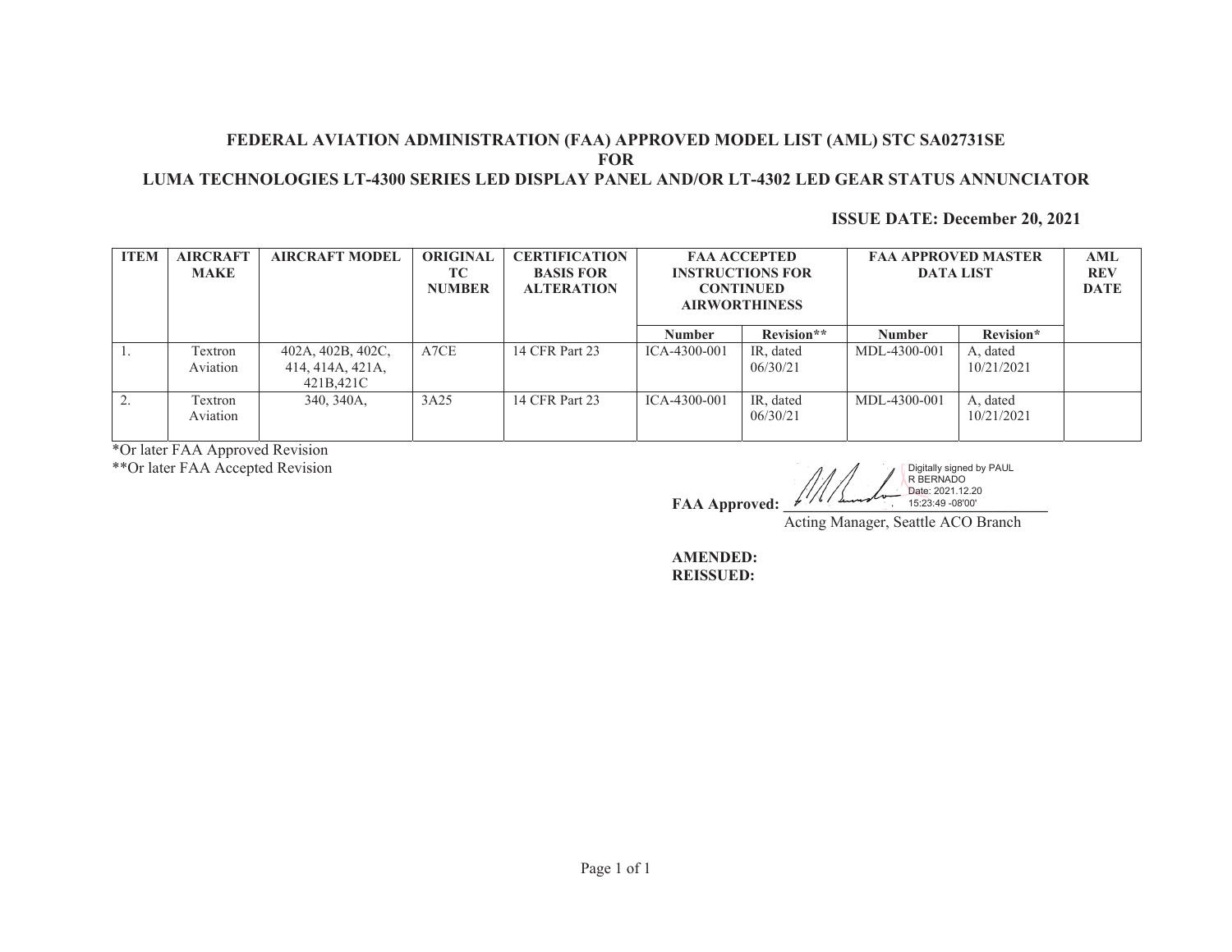**FEDERAL AVIATION ADMINISTRATION (FAA) APPROVED MODEL LIST (AML) STC SA02731SE**
**FOR**
**LUMA TECHNOLOGIES LT-4300 SERIES LED DISPLAY PANEL AND/OR LT-4302 LED GEAR STATUS ANNUNCIATOR**

**ISSUE DATE: December 20, 2021**

| ITEM | AIRCRAFT MAKE | AIRCRAFT MODEL | ORIGINAL TC NUMBER | CERTIFICATION BASIS FOR ALTERATION | FAA ACCEPTED INSTRUCTIONS FOR CONTINUED AIRWORTHINESS | | FAA APPROVED MASTER DATA LIST | | AML REV DATE |
|---|---|---|---|---|---|---|---|---|---|
| | | | | | Number | Revision** | Number | Revision* | |
| 1. | Textron Aviation | 402A, 402B, 402C, 414, 414A, 421A, 421B,421C | A7CE | 14 CFR Part 23 | ICA-4300-001 | IR, dated 06/30/21 | MDL-4300-001 | A, dated 10/21/2021 | |
| 2. | Textron Aviation | 340, 340A, | 3A25 | 14 CFR Part 23 | ICA-4300-001 | IR, dated 06/30/21 | MDL-4300-001 | A, dated 10/21/2021 | |

*Or later FAA Approved Revision
**Or later FAA Accepted Revision

**FAA Approved:** Digitally signed by PAUL R BERNADO Date: 2021.12.20 15:23:49 -08'00'
Acting Manager, Seattle ACO Branch

**AMENDED:**
**REISSUED:**